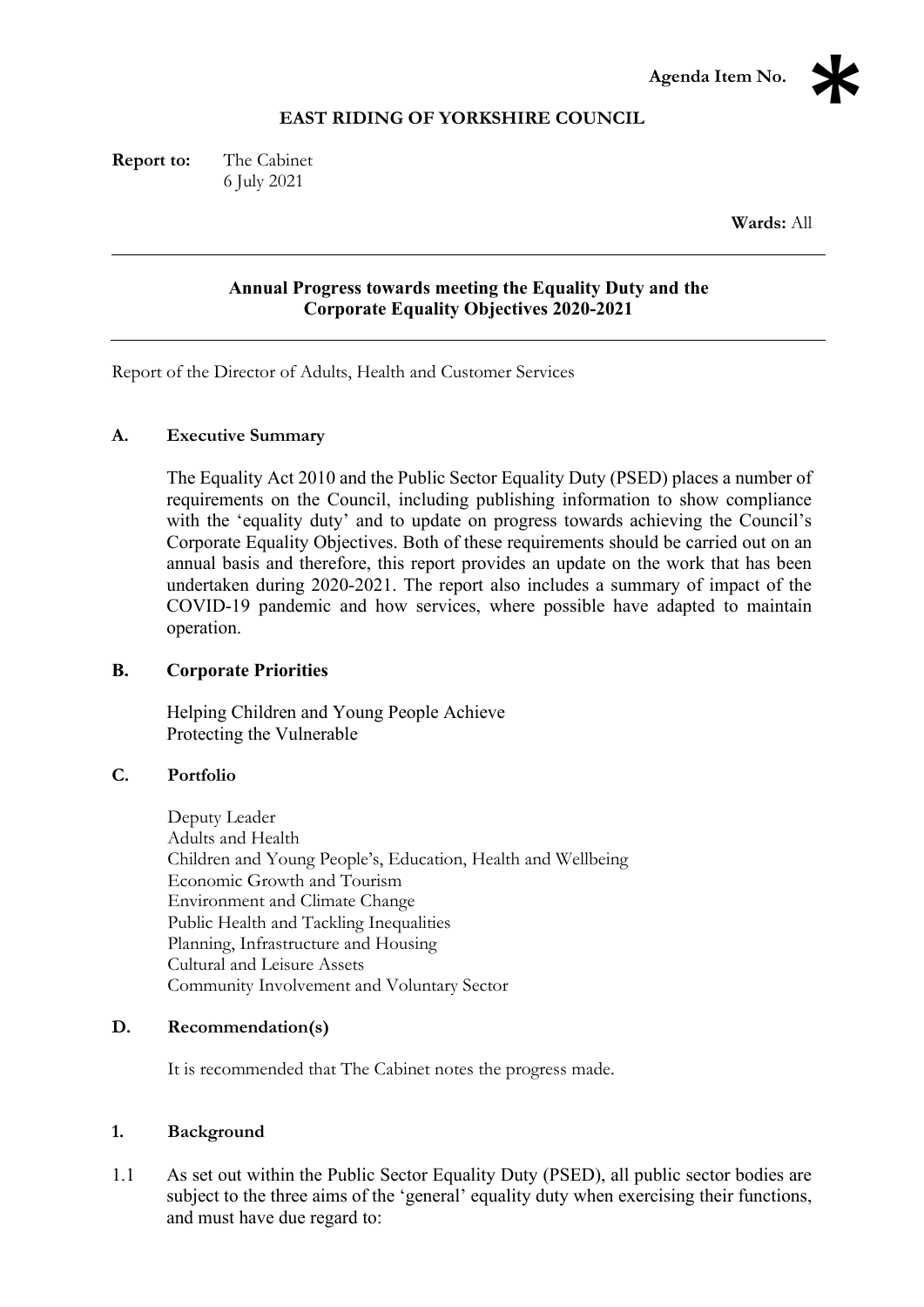**Agenda Item No.** *

**EAST RIDING OF YORKSHIRE COUNCIL**

**Report to:** The Cabinet
6 July 2021

**Wards:** All

---

**Annual Progress towards meeting the Equality Duty and the Corporate Equality Objectives 2020-2021**

---

Report of the Director of Adults, Health and Customer Services

## A. Executive Summary

The Equality Act 2010 and the Public Sector Equality Duty (PSED) places a number of requirements on the Council, including publishing information to show compliance with the 'equality duty' and to update on progress towards achieving the Council's Corporate Equality Objectives. Both of these requirements should be carried out on an annual basis and therefore, this report provides an update on the work that has been undertaken during 2020-2021. The report also includes a summary of impact of the COVID-19 pandemic and how services, where possible have adapted to maintain operation.

## B. Corporate Priorities

Helping Children and Young People Achieve
Protecting the Vulnerable

## C. Portfolio

Deputy Leader
Adults and Health
Children and Young People's, Education, Health and Wellbeing
Economic Growth and Tourism
Environment and Climate Change
Public Health and Tackling Inequalities
Planning, Infrastructure and Housing
Cultural and Leisure Assets
Community Involvement and Voluntary Sector

## D. Recommendation(s)

It is recommended that The Cabinet notes the progress made.

## 1. Background

1.1 As set out within the Public Sector Equality Duty (PSED), all public sector bodies are subject to the three aims of the 'general' equality duty when exercising their functions, and must have due regard to: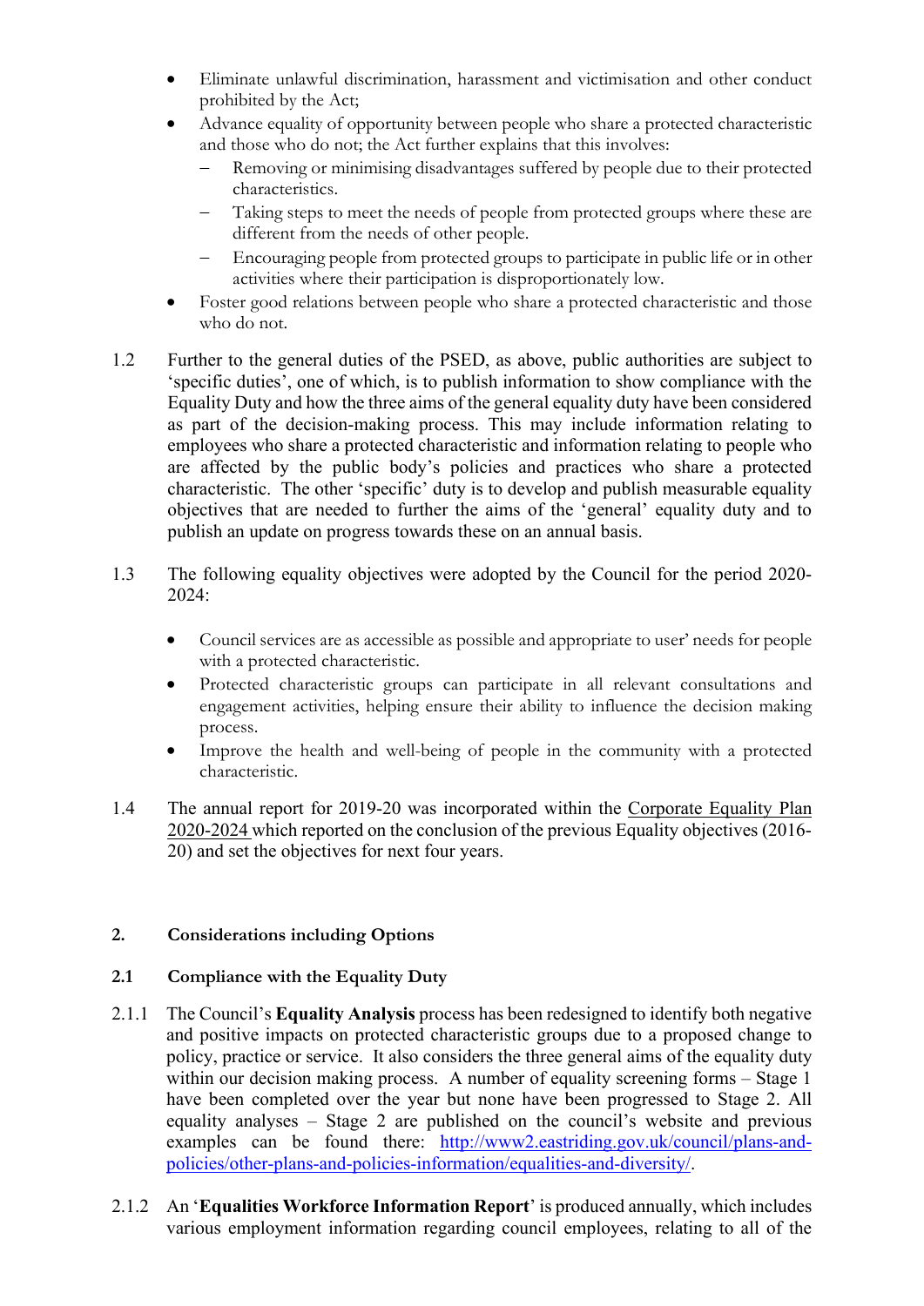- Eliminate unlawful discrimination, harassment and victimisation and other conduct prohibited by the Act;
- Advance equality of opportunity between people who share a protected characteristic and those who do not; the Act further explains that this involves:
  - Removing or minimising disadvantages suffered by people due to their protected characteristics.
  - Taking steps to meet the needs of people from protected groups where these are different from the needs of other people.
  - Encouraging people from protected groups to participate in public life or in other activities where their participation is disproportionately low.
- Foster good relations between people who share a protected characteristic and those who do not.

1.2 Further to the general duties of the PSED, as above, public authorities are subject to 'specific duties', one of which, is to publish information to show compliance with the Equality Duty and how the three aims of the general equality duty have been considered as part of the decision-making process. This may include information relating to employees who share a protected characteristic and information relating to people who are affected by the public body's policies and practices who share a protected characteristic. The other 'specific' duty is to develop and publish measurable equality objectives that are needed to further the aims of the 'general' equality duty and to publish an update on progress towards these on an annual basis.

1.3 The following equality objectives were adopted by the Council for the period 2020-2024:

- Council services are as accessible as possible and appropriate to user' needs for people with a protected characteristic.
- Protected characteristic groups can participate in all relevant consultations and engagement activities, helping ensure their ability to influence the decision making process.
- Improve the health and well-being of people in the community with a protected characteristic.

1.4 The annual report for 2019-20 was incorporated within the Corporate Equality Plan 2020-2024 which reported on the conclusion of the previous Equality objectives (2016-20) and set the objectives for next four years.

## 2. Considerations including Options

### 2.1 Compliance with the Equality Duty

2.1.1 The Council's **Equality Analysis** process has been redesigned to identify both negative and positive impacts on protected characteristic groups due to a proposed change to policy, practice or service. It also considers the three general aims of the equality duty within our decision making process. A number of equality screening forms – Stage 1 have been completed over the year but none have been progressed to Stage 2. All equality analyses – Stage 2 are published on the council's website and previous examples can be found there: http://www2.eastriding.gov.uk/council/plans-and-policies/other-plans-and-policies-information/equalities-and-diversity/.

2.1.2 An '**Equalities Workforce Information Report**' is produced annually, which includes various employment information regarding council employees, relating to all of the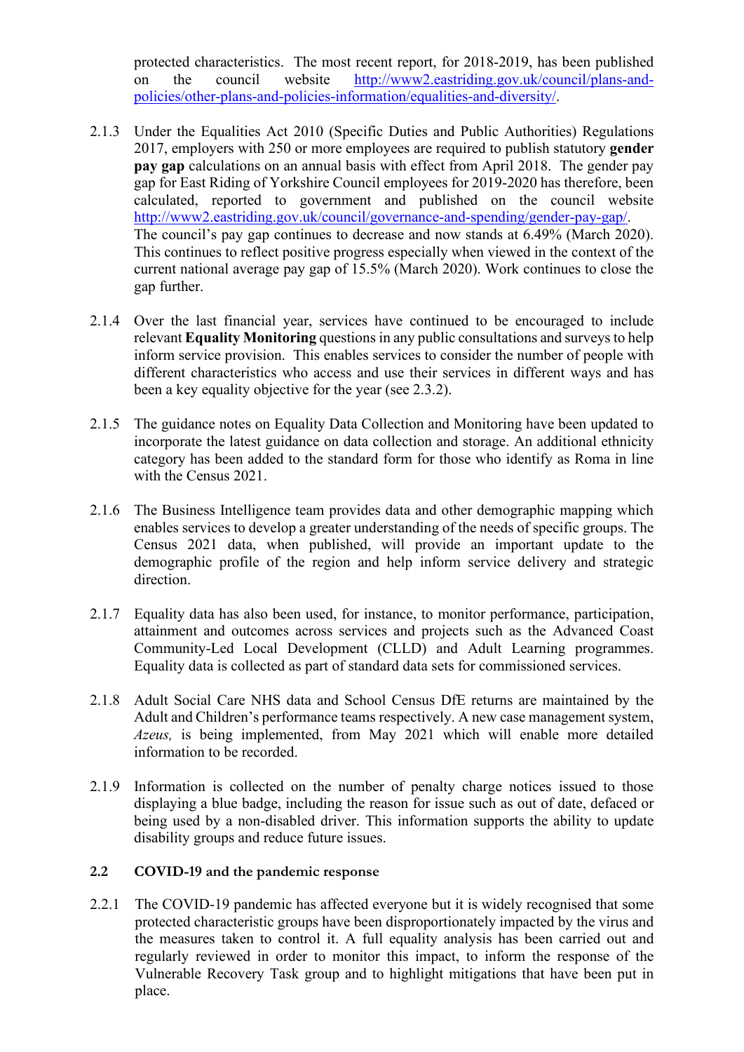protected characteristics. The most recent report, for 2018-2019, has been published on the council website http://www2.eastriding.gov.uk/council/plans-and-policies/other-plans-and-policies-information/equalities-and-diversity/.

2.1.3 Under the Equalities Act 2010 (Specific Duties and Public Authorities) Regulations 2017, employers with 250 or more employees are required to publish statutory **gender pay gap** calculations on an annual basis with effect from April 2018. The gender pay gap for East Riding of Yorkshire Council employees for 2019-2020 has therefore, been calculated, reported to government and published on the council website http://www2.eastriding.gov.uk/council/governance-and-spending/gender-pay-gap/. The council's pay gap continues to decrease and now stands at 6.49% (March 2020). This continues to reflect positive progress especially when viewed in the context of the current national average pay gap of 15.5% (March 2020). Work continues to close the gap further.

2.1.4 Over the last financial year, services have continued to be encouraged to include relevant **Equality Monitoring** questions in any public consultations and surveys to help inform service provision. This enables services to consider the number of people with different characteristics who access and use their services in different ways and has been a key equality objective for the year (see 2.3.2).

2.1.5 The guidance notes on Equality Data Collection and Monitoring have been updated to incorporate the latest guidance on data collection and storage. An additional ethnicity category has been added to the standard form for those who identify as Roma in line with the Census 2021.

2.1.6 The Business Intelligence team provides data and other demographic mapping which enables services to develop a greater understanding of the needs of specific groups. The Census 2021 data, when published, will provide an important update to the demographic profile of the region and help inform service delivery and strategic direction.

2.1.7 Equality data has also been used, for instance, to monitor performance, participation, attainment and outcomes across services and projects such as the Advanced Coast Community-Led Local Development (CLLD) and Adult Learning programmes. Equality data is collected as part of standard data sets for commissioned services.

2.1.8 Adult Social Care NHS data and School Census DfE returns are maintained by the Adult and Children's performance teams respectively. A new case management system, *Azeus,* is being implemented, from May 2021 which will enable more detailed information to be recorded.

2.1.9 Information is collected on the number of penalty charge notices issued to those displaying a blue badge, including the reason for issue such as out of date, defaced or being used by a non-disabled driver. This information supports the ability to update disability groups and reduce future issues.

### 2.2 COVID-19 and the pandemic response

2.2.1 The COVID-19 pandemic has affected everyone but it is widely recognised that some protected characteristic groups have been disproportionately impacted by the virus and the measures taken to control it. A full equality analysis has been carried out and regularly reviewed in order to monitor this impact, to inform the response of the Vulnerable Recovery Task group and to highlight mitigations that have been put in place.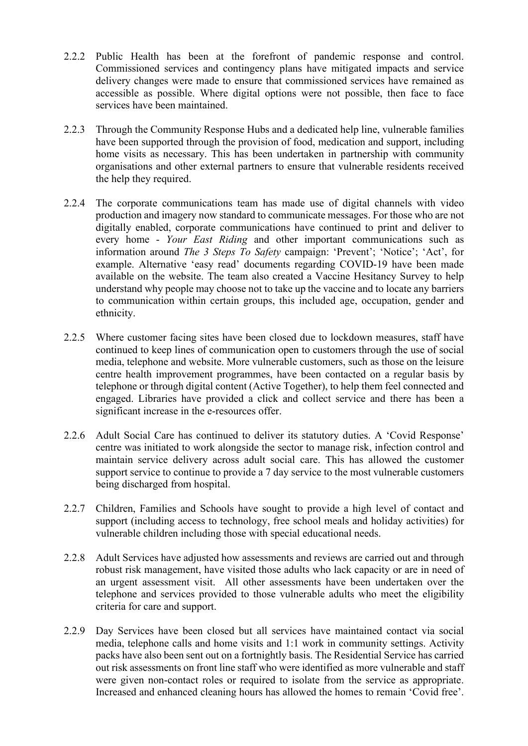2.2.2 Public Health has been at the forefront of pandemic response and control. Commissioned services and contingency plans have mitigated impacts and service delivery changes were made to ensure that commissioned services have remained as accessible as possible. Where digital options were not possible, then face to face services have been maintained.

2.2.3 Through the Community Response Hubs and a dedicated help line, vulnerable families have been supported through the provision of food, medication and support, including home visits as necessary. This has been undertaken in partnership with community organisations and other external partners to ensure that vulnerable residents received the help they required.

2.2.4 The corporate communications team has made use of digital channels with video production and imagery now standard to communicate messages. For those who are not digitally enabled, corporate communications have continued to print and deliver to every home - *Your East Riding* and other important communications such as information around *The 3 Steps To Safety* campaign: 'Prevent'; 'Notice'; 'Act', for example. Alternative 'easy read' documents regarding COVID-19 have been made available on the website. The team also created a Vaccine Hesitancy Survey to help understand why people may choose not to take up the vaccine and to locate any barriers to communication within certain groups, this included age, occupation, gender and ethnicity.

2.2.5 Where customer facing sites have been closed due to lockdown measures, staff have continued to keep lines of communication open to customers through the use of social media, telephone and website. More vulnerable customers, such as those on the leisure centre health improvement programmes, have been contacted on a regular basis by telephone or through digital content (Active Together), to help them feel connected and engaged. Libraries have provided a click and collect service and there has been a significant increase in the e-resources offer.

2.2.6 Adult Social Care has continued to deliver its statutory duties. A 'Covid Response' centre was initiated to work alongside the sector to manage risk, infection control and maintain service delivery across adult social care. This has allowed the customer support service to continue to provide a 7 day service to the most vulnerable customers being discharged from hospital.

2.2.7 Children, Families and Schools have sought to provide a high level of contact and support (including access to technology, free school meals and holiday activities) for vulnerable children including those with special educational needs.

2.2.8 Adult Services have adjusted how assessments and reviews are carried out and through robust risk management, have visited those adults who lack capacity or are in need of an urgent assessment visit. All other assessments have been undertaken over the telephone and services provided to those vulnerable adults who meet the eligibility criteria for care and support.

2.2.9 Day Services have been closed but all services have maintained contact via social media, telephone calls and home visits and 1:1 work in community settings. Activity packs have also been sent out on a fortnightly basis. The Residential Service has carried out risk assessments on front line staff who were identified as more vulnerable and staff were given non-contact roles or required to isolate from the service as appropriate. Increased and enhanced cleaning hours has allowed the homes to remain 'Covid free'.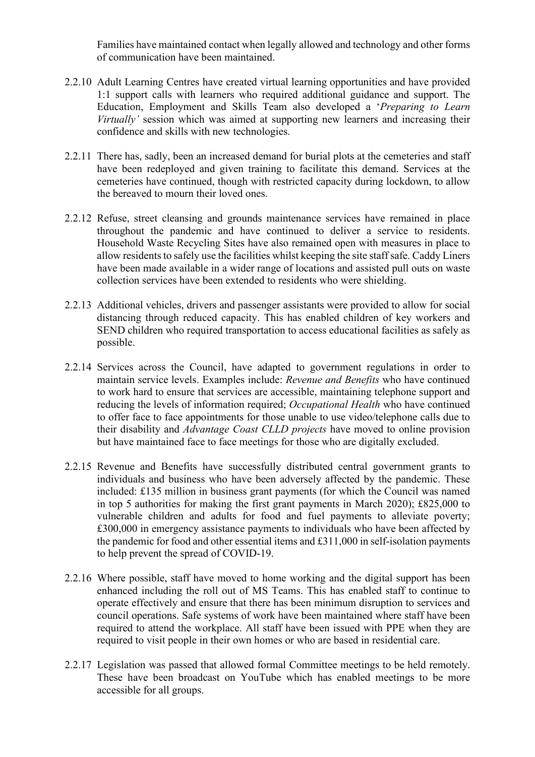Families have maintained contact when legally allowed and technology and other forms of communication have been maintained.

2.2.10 Adult Learning Centres have created virtual learning opportunities and have provided 1:1 support calls with learners who required additional guidance and support. The Education, Employment and Skills Team also developed a '*Preparing to Learn Virtually'* session which was aimed at supporting new learners and increasing their confidence and skills with new technologies.

2.2.11 There has, sadly, been an increased demand for burial plots at the cemeteries and staff have been redeployed and given training to facilitate this demand. Services at the cemeteries have continued, though with restricted capacity during lockdown, to allow the bereaved to mourn their loved ones.

2.2.12 Refuse, street cleansing and grounds maintenance services have remained in place throughout the pandemic and have continued to deliver a service to residents. Household Waste Recycling Sites have also remained open with measures in place to allow residents to safely use the facilities whilst keeping the site staff safe. Caddy Liners have been made available in a wider range of locations and assisted pull outs on waste collection services have been extended to residents who were shielding.

2.2.13 Additional vehicles, drivers and passenger assistants were provided to allow for social distancing through reduced capacity. This has enabled children of key workers and SEND children who required transportation to access educational facilities as safely as possible.

2.2.14 Services across the Council, have adapted to government regulations in order to maintain service levels. Examples include: *Revenue and Benefits* who have continued to work hard to ensure that services are accessible, maintaining telephone support and reducing the levels of information required; *Occupational Health* who have continued to offer face to face appointments for those unable to use video/telephone calls due to their disability and *Advantage Coast CLLD projects* have moved to online provision but have maintained face to face meetings for those who are digitally excluded.

2.2.15 Revenue and Benefits have successfully distributed central government grants to individuals and business who have been adversely affected by the pandemic. These included: £135 million in business grant payments (for which the Council was named in top 5 authorities for making the first grant payments in March 2020); £825,000 to vulnerable children and adults for food and fuel payments to alleviate poverty; £300,000 in emergency assistance payments to individuals who have been affected by the pandemic for food and other essential items and £311,000 in self-isolation payments to help prevent the spread of COVID-19.

2.2.16 Where possible, staff have moved to home working and the digital support has been enhanced including the roll out of MS Teams. This has enabled staff to continue to operate effectively and ensure that there has been minimum disruption to services and council operations. Safe systems of work have been maintained where staff have been required to attend the workplace. All staff have been issued with PPE when they are required to visit people in their own homes or who are based in residential care.

2.2.17 Legislation was passed that allowed formal Committee meetings to be held remotely. These have been broadcast on YouTube which has enabled meetings to be more accessible for all groups.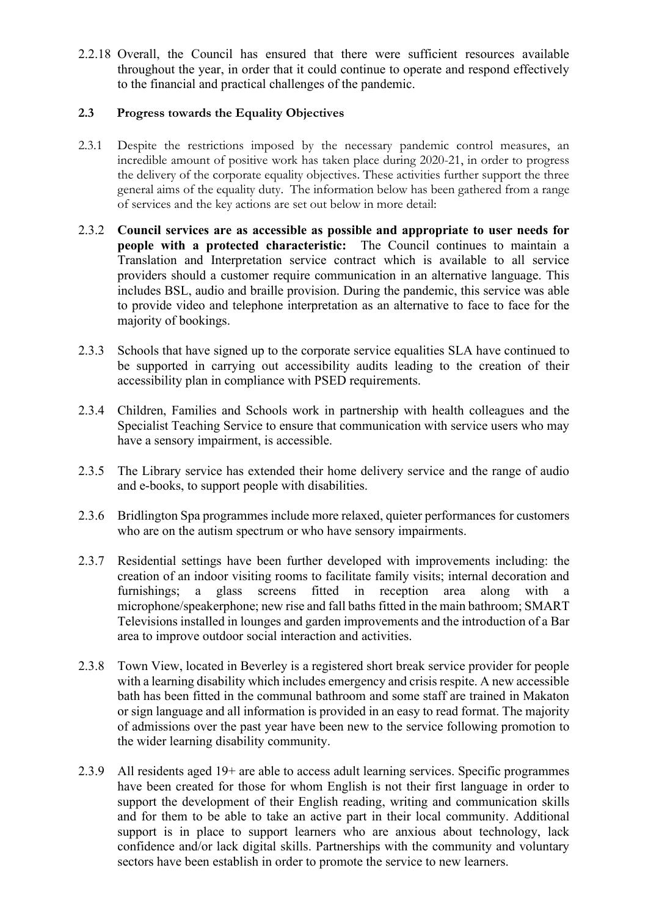2.2.18 Overall, the Council has ensured that there were sufficient resources available throughout the year, in order that it could continue to operate and respond effectively to the financial and practical challenges of the pandemic.

## 2.3 Progress towards the Equality Objectives

2.3.1 Despite the restrictions imposed by the necessary pandemic control measures, an incredible amount of positive work has taken place during 2020-21, in order to progress the delivery of the corporate equality objectives. These activities further support the three general aims of the equality duty. The information below has been gathered from a range of services and the key actions are set out below in more detail:

2.3.2 **Council services are as accessible as possible and appropriate to user needs for people with a protected characteristic:** The Council continues to maintain a Translation and Interpretation service contract which is available to all service providers should a customer require communication in an alternative language. This includes BSL, audio and braille provision. During the pandemic, this service was able to provide video and telephone interpretation as an alternative to face to face for the majority of bookings.

2.3.3 Schools that have signed up to the corporate service equalities SLA have continued to be supported in carrying out accessibility audits leading to the creation of their accessibility plan in compliance with PSED requirements.

2.3.4 Children, Families and Schools work in partnership with health colleagues and the Specialist Teaching Service to ensure that communication with service users who may have a sensory impairment, is accessible.

2.3.5 The Library service has extended their home delivery service and the range of audio and e-books, to support people with disabilities.

2.3.6 Bridlington Spa programmes include more relaxed, quieter performances for customers who are on the autism spectrum or who have sensory impairments.

2.3.7 Residential settings have been further developed with improvements including: the creation of an indoor visiting rooms to facilitate family visits; internal decoration and furnishings; a glass screens fitted in reception area along with a microphone/speakerphone; new rise and fall baths fitted in the main bathroom; SMART Televisions installed in lounges and garden improvements and the introduction of a Bar area to improve outdoor social interaction and activities.

2.3.8 Town View, located in Beverley is a registered short break service provider for people with a learning disability which includes emergency and crisis respite. A new accessible bath has been fitted in the communal bathroom and some staff are trained in Makaton or sign language and all information is provided in an easy to read format. The majority of admissions over the past year have been new to the service following promotion to the wider learning disability community.

2.3.9 All residents aged 19+ are able to access adult learning services. Specific programmes have been created for those for whom English is not their first language in order to support the development of their English reading, writing and communication skills and for them to be able to take an active part in their local community. Additional support is in place to support learners who are anxious about technology, lack confidence and/or lack digital skills. Partnerships with the community and voluntary sectors have been establish in order to promote the service to new learners.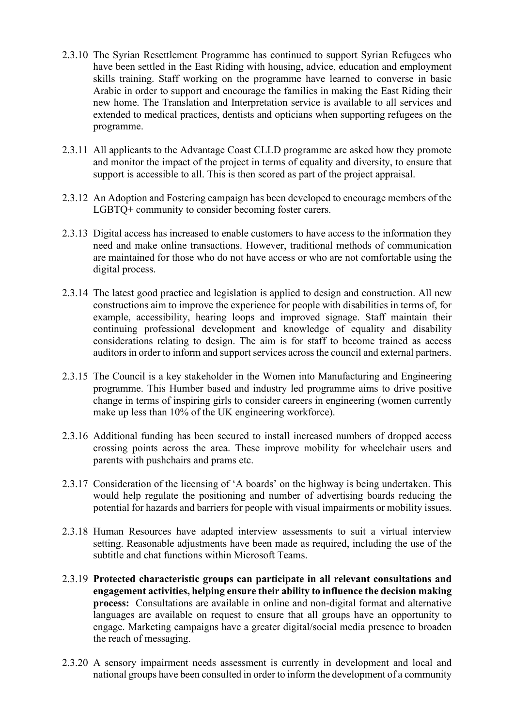2.3.10 The Syrian Resettlement Programme has continued to support Syrian Refugees who have been settled in the East Riding with housing, advice, education and employment skills training. Staff working on the programme have learned to converse in basic Arabic in order to support and encourage the families in making the East Riding their new home. The Translation and Interpretation service is available to all services and extended to medical practices, dentists and opticians when supporting refugees on the programme.

2.3.11 All applicants to the Advantage Coast CLLD programme are asked how they promote and monitor the impact of the project in terms of equality and diversity, to ensure that support is accessible to all. This is then scored as part of the project appraisal.

2.3.12 An Adoption and Fostering campaign has been developed to encourage members of the LGBTQ+ community to consider becoming foster carers.

2.3.13 Digital access has increased to enable customers to have access to the information they need and make online transactions. However, traditional methods of communication are maintained for those who do not have access or who are not comfortable using the digital process.

2.3.14 The latest good practice and legislation is applied to design and construction. All new constructions aim to improve the experience for people with disabilities in terms of, for example, accessibility, hearing loops and improved signage. Staff maintain their continuing professional development and knowledge of equality and disability considerations relating to design. The aim is for staff to become trained as access auditors in order to inform and support services across the council and external partners.

2.3.15 The Council is a key stakeholder in the Women into Manufacturing and Engineering programme. This Humber based and industry led programme aims to drive positive change in terms of inspiring girls to consider careers in engineering (women currently make up less than 10% of the UK engineering workforce).

2.3.16 Additional funding has been secured to install increased numbers of dropped access crossing points across the area. These improve mobility for wheelchair users and parents with pushchairs and prams etc.

2.3.17 Consideration of the licensing of 'A boards' on the highway is being undertaken. This would help regulate the positioning and number of advertising boards reducing the potential for hazards and barriers for people with visual impairments or mobility issues.

2.3.18 Human Resources have adapted interview assessments to suit a virtual interview setting. Reasonable adjustments have been made as required, including the use of the subtitle and chat functions within Microsoft Teams.

2.3.19 **Protected characteristic groups can participate in all relevant consultations and engagement activities, helping ensure their ability to influence the decision making process:** Consultations are available in online and non-digital format and alternative languages are available on request to ensure that all groups have an opportunity to engage. Marketing campaigns have a greater digital/social media presence to broaden the reach of messaging.

2.3.20 A sensory impairment needs assessment is currently in development and local and national groups have been consulted in order to inform the development of a community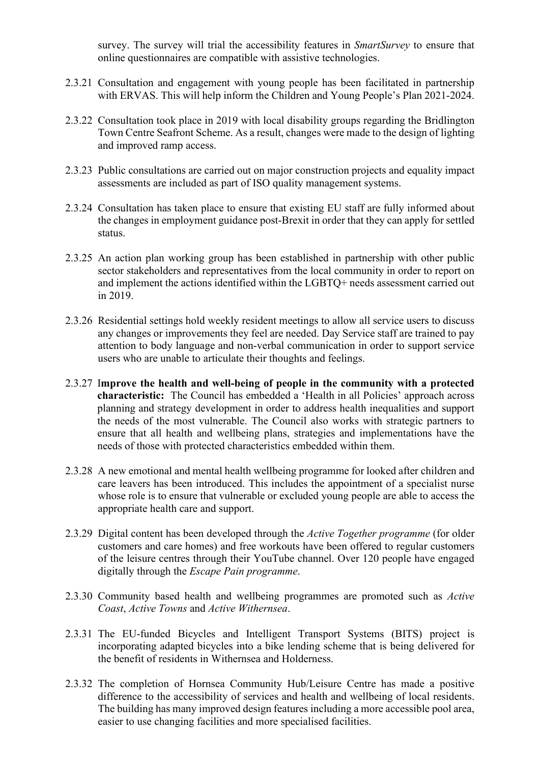survey. The survey will trial the accessibility features in *SmartSurvey* to ensure that online questionnaires are compatible with assistive technologies.

2.3.21 Consultation and engagement with young people has been facilitated in partnership with ERVAS. This will help inform the Children and Young People's Plan 2021-2024.

2.3.22 Consultation took place in 2019 with local disability groups regarding the Bridlington Town Centre Seafront Scheme. As a result, changes were made to the design of lighting and improved ramp access.

2.3.23 Public consultations are carried out on major construction projects and equality impact assessments are included as part of ISO quality management systems.

2.3.24 Consultation has taken place to ensure that existing EU staff are fully informed about the changes in employment guidance post-Brexit in order that they can apply for settled status.

2.3.25 An action plan working group has been established in partnership with other public sector stakeholders and representatives from the local community in order to report on and implement the actions identified within the LGBTQ+ needs assessment carried out in 2019.

2.3.26 Residential settings hold weekly resident meetings to allow all service users to discuss any changes or improvements they feel are needed. Day Service staff are trained to pay attention to body language and non-verbal communication in order to support service users who are unable to articulate their thoughts and feelings.

2.3.27 **Improve the health and well-being of people in the community with a protected characteristic:** The Council has embedded a 'Health in all Policies' approach across planning and strategy development in order to address health inequalities and support the needs of the most vulnerable. The Council also works with strategic partners to ensure that all health and wellbeing plans, strategies and implementations have the needs of those with protected characteristics embedded within them.

2.3.28 A new emotional and mental health wellbeing programme for looked after children and care leavers has been introduced. This includes the appointment of a specialist nurse whose role is to ensure that vulnerable or excluded young people are able to access the appropriate health care and support.

2.3.29 Digital content has been developed through the *Active Together programme* (for older customers and care homes) and free workouts have been offered to regular customers of the leisure centres through their YouTube channel. Over 120 people have engaged digitally through the *Escape Pain programme*.

2.3.30 Community based health and wellbeing programmes are promoted such as *Active Coast*, *Active Towns* and *Active Withernsea*.

2.3.31 The EU-funded Bicycles and Intelligent Transport Systems (BITS) project is incorporating adapted bicycles into a bike lending scheme that is being delivered for the benefit of residents in Withernsea and Holderness.

2.3.32 The completion of Hornsea Community Hub/Leisure Centre has made a positive difference to the accessibility of services and health and wellbeing of local residents. The building has many improved design features including a more accessible pool area, easier to use changing facilities and more specialised facilities.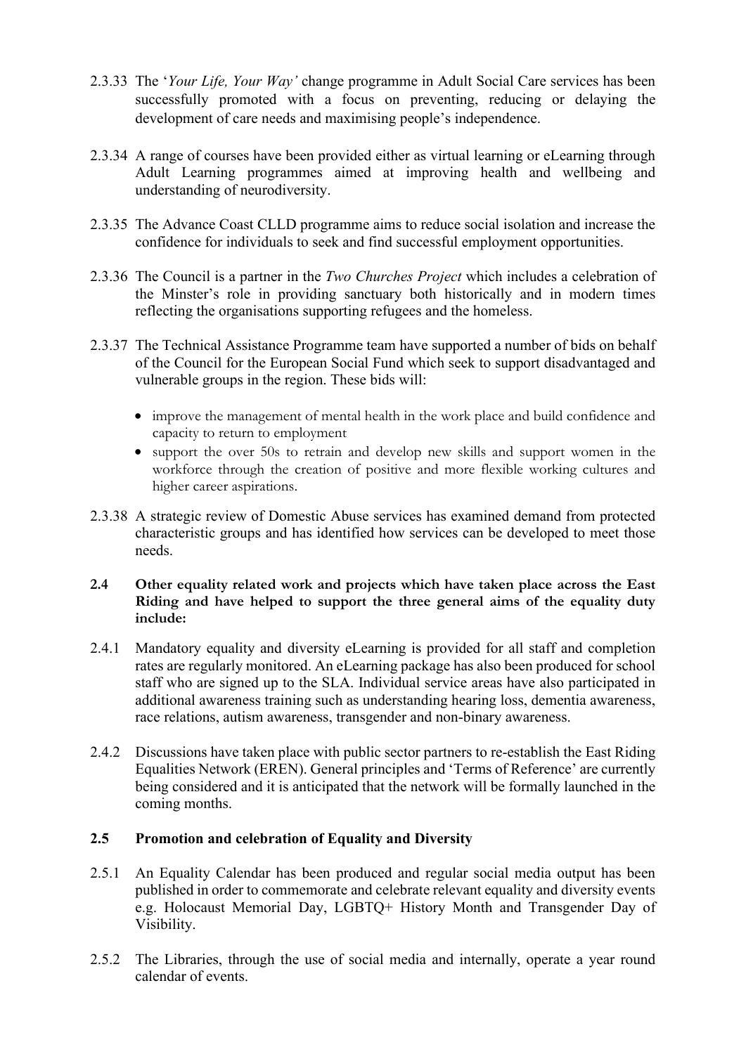2.3.33 The '*Your Life, Your Way'* change programme in Adult Social Care services has been successfully promoted with a focus on preventing, reducing or delaying the development of care needs and maximising people's independence.

2.3.34 A range of courses have been provided either as virtual learning or eLearning through Adult Learning programmes aimed at improving health and wellbeing and understanding of neurodiversity.

2.3.35 The Advance Coast CLLD programme aims to reduce social isolation and increase the confidence for individuals to seek and find successful employment opportunities.

2.3.36 The Council is a partner in the *Two Churches Project* which includes a celebration of the Minster's role in providing sanctuary both historically and in modern times reflecting the organisations supporting refugees and the homeless.

2.3.37 The Technical Assistance Programme team have supported a number of bids on behalf of the Council for the European Social Fund which seek to support disadvantaged and vulnerable groups in the region. These bids will:

- improve the management of mental health in the work place and build confidence and capacity to return to employment
- support the over 50s to retrain and develop new skills and support women in the workforce through the creation of positive and more flexible working cultures and higher career aspirations.

2.3.38 A strategic review of Domestic Abuse services has examined demand from protected characteristic groups and has identified how services can be developed to meet those needs.

**2.4 Other equality related work and projects which have taken place across the East Riding and have helped to support the three general aims of the equality duty include:**

2.4.1 Mandatory equality and diversity eLearning is provided for all staff and completion rates are regularly monitored. An eLearning package has also been produced for school staff who are signed up to the SLA. Individual service areas have also participated in additional awareness training such as understanding hearing loss, dementia awareness, race relations, autism awareness, transgender and non-binary awareness.

2.4.2 Discussions have taken place with public sector partners to re-establish the East Riding Equalities Network (EREN). General principles and 'Terms of Reference' are currently being considered and it is anticipated that the network will be formally launched in the coming months.

## 2.5 Promotion and celebration of Equality and Diversity

2.5.1 An Equality Calendar has been produced and regular social media output has been published in order to commemorate and celebrate relevant equality and diversity events e.g. Holocaust Memorial Day, LGBTQ+ History Month and Transgender Day of Visibility.

2.5.2 The Libraries, through the use of social media and internally, operate a year round calendar of events.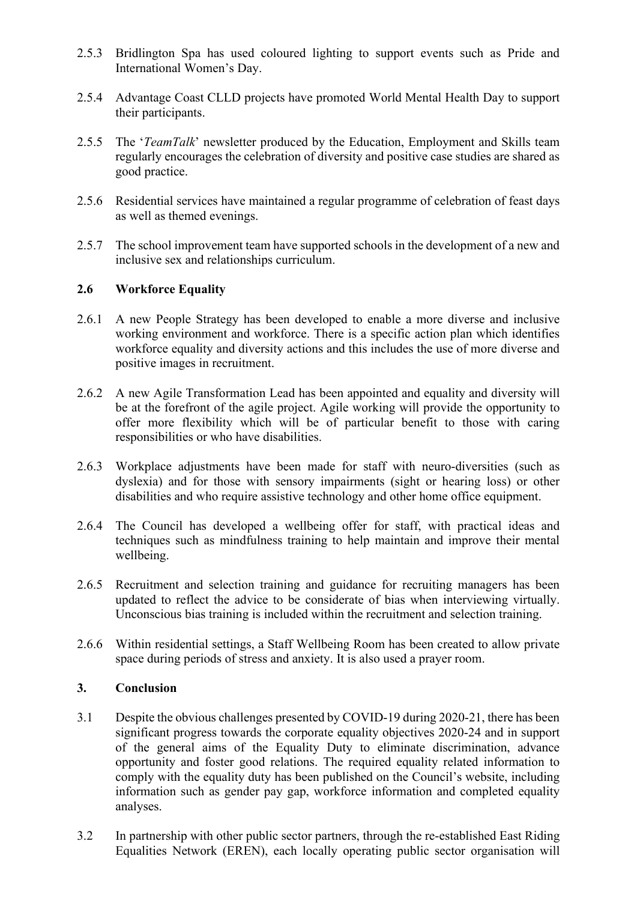2.5.3 Bridlington Spa has used coloured lighting to support events such as Pride and International Women's Day.

2.5.4 Advantage Coast CLLD projects have promoted World Mental Health Day to support their participants.

2.5.5 The '*TeamTalk*' newsletter produced by the Education, Employment and Skills team regularly encourages the celebration of diversity and positive case studies are shared as good practice.

2.5.6 Residential services have maintained a regular programme of celebration of feast days as well as themed evenings.

2.5.7 The school improvement team have supported schools in the development of a new and inclusive sex and relationships curriculum.

### 2.6 Workforce Equality

2.6.1 A new People Strategy has been developed to enable a more diverse and inclusive working environment and workforce. There is a specific action plan which identifies workforce equality and diversity actions and this includes the use of more diverse and positive images in recruitment.

2.6.2 A new Agile Transformation Lead has been appointed and equality and diversity will be at the forefront of the agile project. Agile working will provide the opportunity to offer more flexibility which will be of particular benefit to those with caring responsibilities or who have disabilities.

2.6.3 Workplace adjustments have been made for staff with neuro-diversities (such as dyslexia) and for those with sensory impairments (sight or hearing loss) or other disabilities and who require assistive technology and other home office equipment.

2.6.4 The Council has developed a wellbeing offer for staff, with practical ideas and techniques such as mindfulness training to help maintain and improve their mental wellbeing.

2.6.5 Recruitment and selection training and guidance for recruiting managers has been updated to reflect the advice to be considerate of bias when interviewing virtually. Unconscious bias training is included within the recruitment and selection training.

2.6.6 Within residential settings, a Staff Wellbeing Room has been created to allow private space during periods of stress and anxiety. It is also used a prayer room.

## 3. Conclusion

3.1 Despite the obvious challenges presented by COVID-19 during 2020-21, there has been significant progress towards the corporate equality objectives 2020-24 and in support of the general aims of the Equality Duty to eliminate discrimination, advance opportunity and foster good relations. The required equality related information to comply with the equality duty has been published on the Council's website, including information such as gender pay gap, workforce information and completed equality analyses.

3.2 In partnership with other public sector partners, through the re-established East Riding Equalities Network (EREN), each locally operating public sector organisation will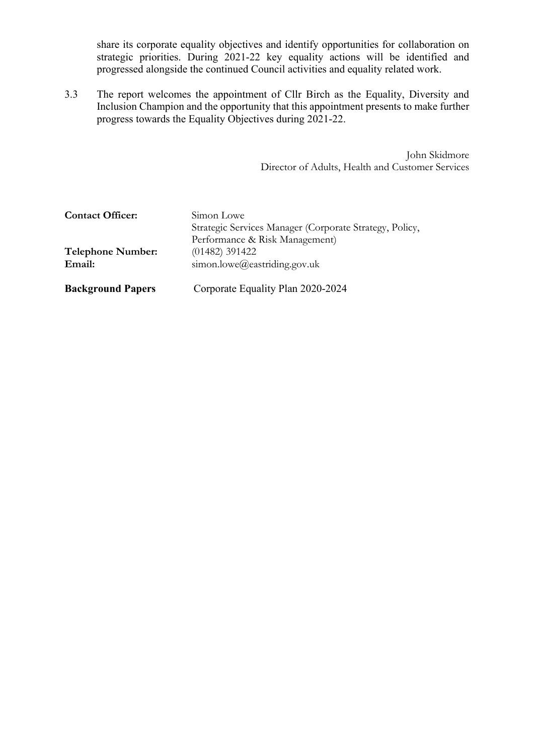share its corporate equality objectives and identify opportunities for collaboration on strategic priorities. During 2021-22 key equality actions will be identified and progressed alongside the continued Council activities and equality related work.

3.3 The report welcomes the appointment of Cllr Birch as the Equality, Diversity and Inclusion Champion and the opportunity that this appointment presents to make further progress towards the Equality Objectives during 2021-22.

John Skidmore
Director of Adults, Health and Customer Services

| | |
|---|---|
| **Contact Officer:** | Simon Lowe<br>Strategic Services Manager (Corporate Strategy, Policy, Performance & Risk Management) |
| **Telephone Number:** | (01482) 391422 |
| **Email:** | simon.lowe@eastriding.gov.uk |
| **Background Papers** | Corporate Equality Plan 2020-2024 |